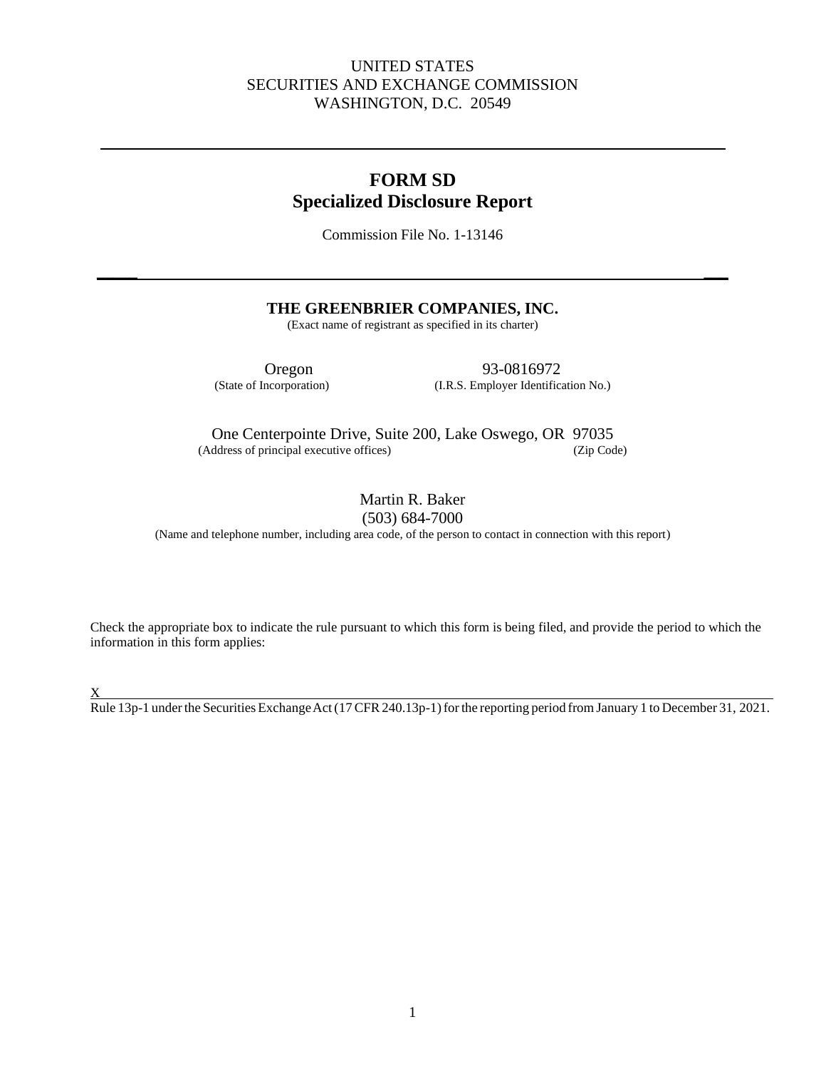UNITED STATES
SECURITIES AND EXCHANGE COMMISSION
WASHINGTON, D.C. 20549

---

# FORM SD
## Specialized Disclosure Report

Commission File No. 1-13146

---

**THE GREENBRIER COMPANIES, INC.**
(Exact name of registrant as specified in its charter)

| Oregon | 93-0816972 |
|---|---|
| (State of Incorporation) | (I.R.S. Employer Identification No.) |

One Centerpointe Drive, Suite 200, Lake Oswego, OR 97035
(Address of principal executive offices) (Zip Code)

Martin R. Baker
(503) 684-7000
(Name and telephone number, including area code, of the person to contact in connection with this report)

Check the appropriate box to indicate the rule pursuant to which this form is being filed, and provide the period to which the information in this form applies:

X Rule 13p-1 under the Securities Exchange Act (17 CFR 240.13p-1) for the reporting period from January 1 to December 31, 2021.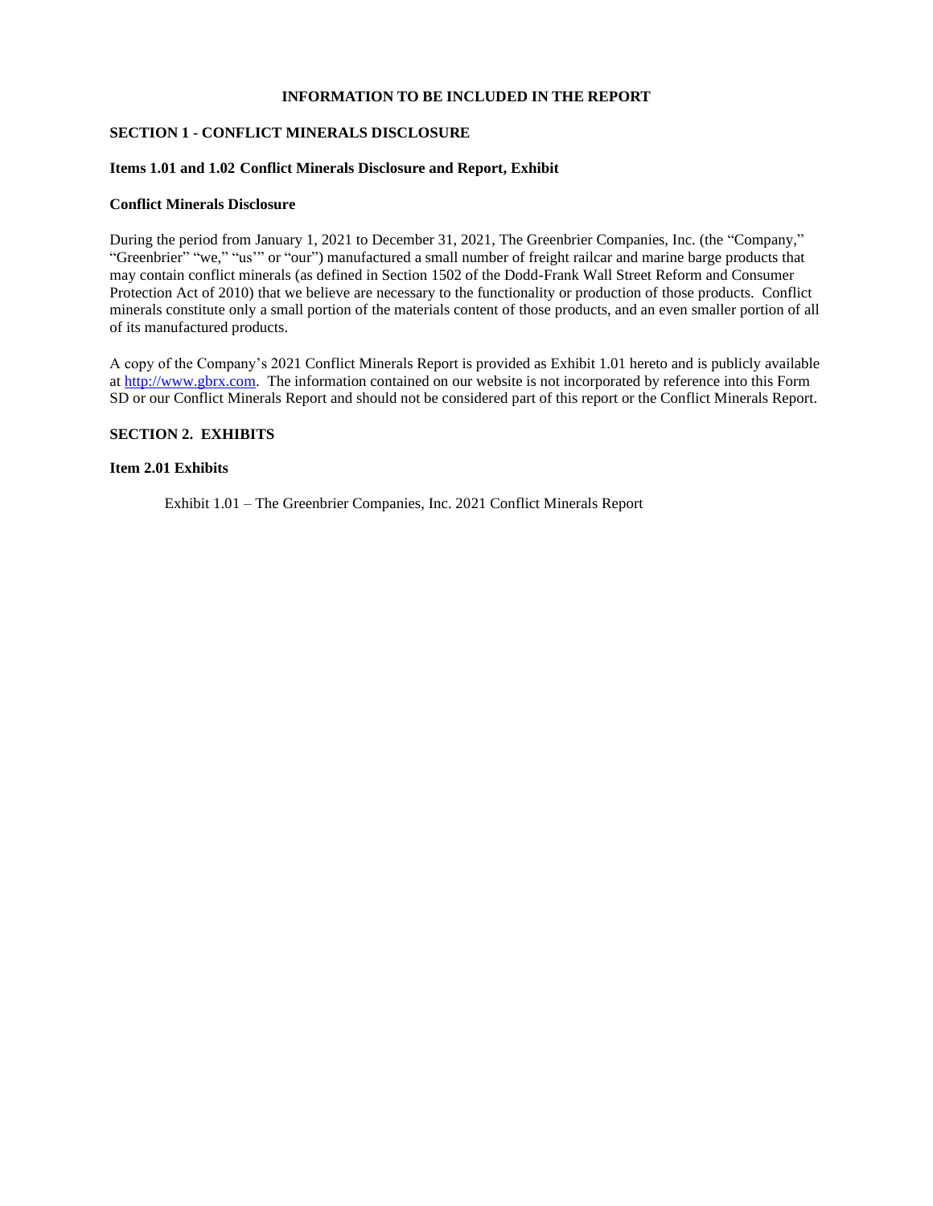**INFORMATION TO BE INCLUDED IN THE REPORT**

**SECTION 1 - CONFLICT MINERALS DISCLOSURE**

**Items 1.01 and 1.02 Conflict Minerals Disclosure and Report, Exhibit**

**Conflict Minerals Disclosure**

During the period from January 1, 2021 to December 31, 2021, The Greenbrier Companies, Inc. (the "Company," "Greenbrier" "we," "us'" or "our") manufactured a small number of freight railcar and marine barge products that may contain conflict minerals (as defined in Section 1502 of the Dodd-Frank Wall Street Reform and Consumer Protection Act of 2010) that we believe are necessary to the functionality or production of those products. Conflict minerals constitute only a small portion of the materials content of those products, and an even smaller portion of all of its manufactured products.

A copy of the Company's 2021 Conflict Minerals Report is provided as Exhibit 1.01 hereto and is publicly available at [http://www.gbrx.com](http://www.gbrx.com). The information contained on our website is not incorporated by reference into this Form SD or our Conflict Minerals Report and should not be considered part of this report or the Conflict Minerals Report.

**SECTION 2. EXHIBITS**

**Item 2.01 Exhibits**

Exhibit 1.01 – The Greenbrier Companies, Inc. 2021 Conflict Minerals Report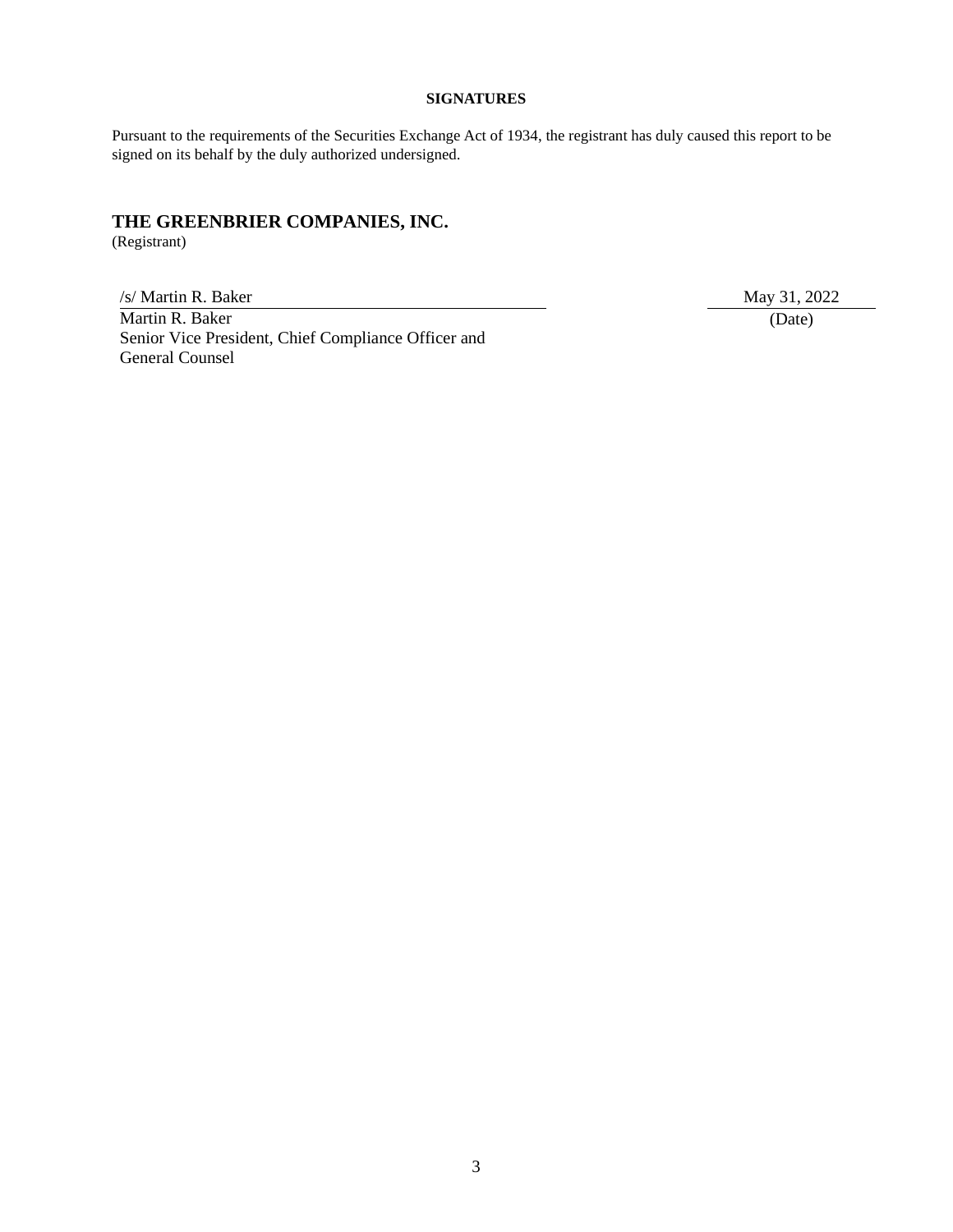**SIGNATURES**

Pursuant to the requirements of the Securities Exchange Act of 1934, the registrant has duly caused this report to be signed on its behalf by the duly authorized undersigned.

**THE GREENBRIER COMPANIES, INC.**
(Registrant)

| /s/ Martin R. Baker | May 31, 2022 |
|---|---|
| Martin R. Baker<br>Senior Vice President, Chief Compliance Officer and General Counsel | (Date) |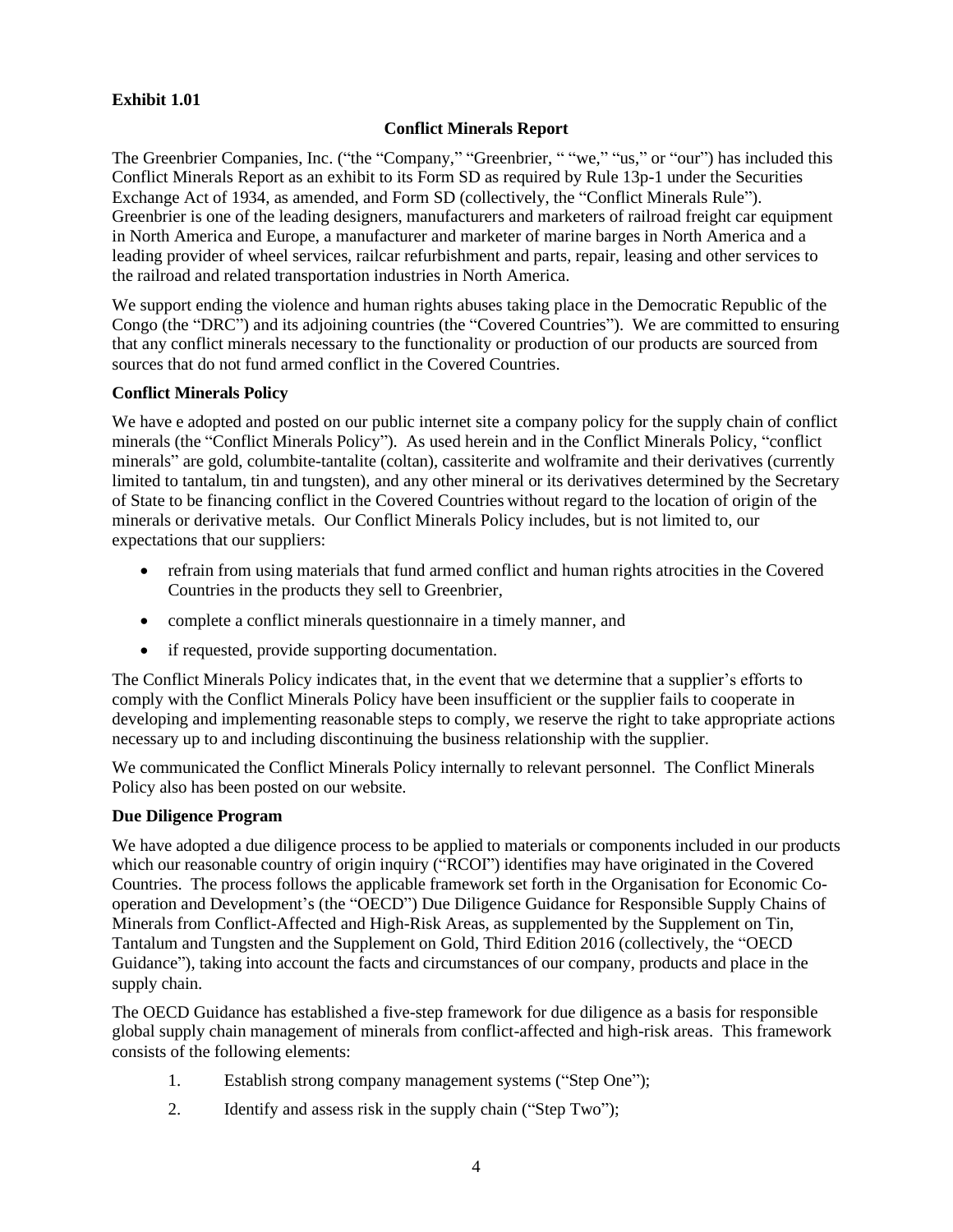**Exhibit 1.01**

**Conflict Minerals Report**

The Greenbrier Companies, Inc. ("the "Company," "Greenbrier, " "we," "us," or "our") has included this Conflict Minerals Report as an exhibit to its Form SD as required by Rule 13p-1 under the Securities Exchange Act of 1934, as amended, and Form SD (collectively, the "Conflict Minerals Rule"). Greenbrier is one of the leading designers, manufacturers and marketers of railroad freight car equipment in North America and Europe, a manufacturer and marketer of marine barges in North America and a leading provider of wheel services, railcar refurbishment and parts, repair, leasing and other services to the railroad and related transportation industries in North America.

We support ending the violence and human rights abuses taking place in the Democratic Republic of the Congo (the "DRC") and its adjoining countries (the "Covered Countries"). We are committed to ensuring that any conflict minerals necessary to the functionality or production of our products are sourced from sources that do not fund armed conflict in the Covered Countries.

**Conflict Minerals Policy**

We have e adopted and posted on our public internet site a company policy for the supply chain of conflict minerals (the "Conflict Minerals Policy"). As used herein and in the Conflict Minerals Policy, "conflict minerals" are gold, columbite-tantalite (coltan), cassiterite and wolframite and their derivatives (currently limited to tantalum, tin and tungsten), and any other mineral or its derivatives determined by the Secretary of State to be financing conflict in the Covered Countries without regard to the location of origin of the minerals or derivative metals. Our Conflict Minerals Policy includes, but is not limited to, our expectations that our suppliers:

- refrain from using materials that fund armed conflict and human rights atrocities in the Covered Countries in the products they sell to Greenbrier,
- complete a conflict minerals questionnaire in a timely manner, and
- if requested, provide supporting documentation.

The Conflict Minerals Policy indicates that, in the event that we determine that a supplier's efforts to comply with the Conflict Minerals Policy have been insufficient or the supplier fails to cooperate in developing and implementing reasonable steps to comply, we reserve the right to take appropriate actions necessary up to and including discontinuing the business relationship with the supplier.

We communicated the Conflict Minerals Policy internally to relevant personnel. The Conflict Minerals Policy also has been posted on our website.

**Due Diligence Program**

We have adopted a due diligence process to be applied to materials or components included in our products which our reasonable country of origin inquiry ("RCOI") identifies may have originated in the Covered Countries. The process follows the applicable framework set forth in the Organisation for Economic Co-operation and Development's (the "OECD") Due Diligence Guidance for Responsible Supply Chains of Minerals from Conflict-Affected and High-Risk Areas, as supplemented by the Supplement on Tin, Tantalum and Tungsten and the Supplement on Gold, Third Edition 2016 (collectively, the "OECD Guidance"), taking into account the facts and circumstances of our company, products and place in the supply chain.

The OECD Guidance has established a five-step framework for due diligence as a basis for responsible global supply chain management of minerals from conflict-affected and high-risk areas. This framework consists of the following elements:

1. Establish strong company management systems ("Step One");
2. Identify and assess risk in the supply chain ("Step Two");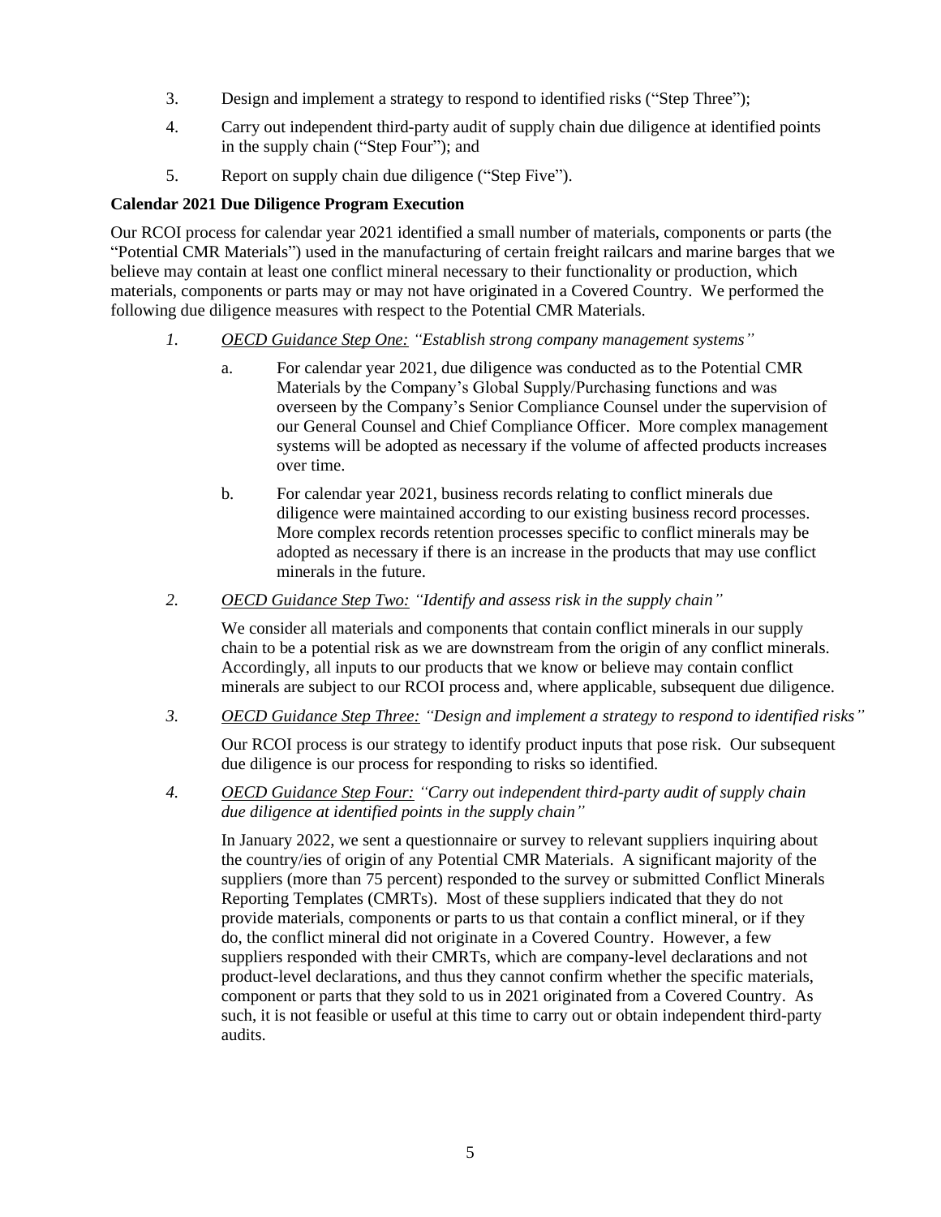3. Design and implement a strategy to respond to identified risks ("Step Three");

4. Carry out independent third-party audit of supply chain due diligence at identified points in the supply chain ("Step Four"); and

5. Report on supply chain due diligence ("Step Five").

**Calendar 2021 Due Diligence Program Execution**

Our RCOI process for calendar year 2021 identified a small number of materials, components or parts (the "Potential CMR Materials") used in the manufacturing of certain freight railcars and marine barges that we believe may contain at least one conflict mineral necessary to their functionality or production, which materials, components or parts may or may not have originated in a Covered Country. We performed the following due diligence measures with respect to the Potential CMR Materials.

*1.* *<u>OECD Guidance Step One:</u> "Establish strong company management systems"*

   a. For calendar year 2021, due diligence was conducted as to the Potential CMR Materials by the Company's Global Supply/Purchasing functions and was overseen by the Company's Senior Compliance Counsel under the supervision of our General Counsel and Chief Compliance Officer. More complex management systems will be adopted as necessary if the volume of affected products increases over time.

   b. For calendar year 2021, business records relating to conflict minerals due diligence were maintained according to our existing business record processes. More complex records retention processes specific to conflict minerals may be adopted as necessary if there is an increase in the products that may use conflict minerals in the future.

*2.* *<u>OECD Guidance Step Two:</u> "Identify and assess risk in the supply chain"*

   We consider all materials and components that contain conflict minerals in our supply chain to be a potential risk as we are downstream from the origin of any conflict minerals. Accordingly, all inputs to our products that we know or believe may contain conflict minerals are subject to our RCOI process and, where applicable, subsequent due diligence.

*3.* *<u>OECD Guidance Step Three:</u> "Design and implement a strategy to respond to identified risks"*

   Our RCOI process is our strategy to identify product inputs that pose risk. Our subsequent due diligence is our process for responding to risks so identified.

*4.* *<u>OECD Guidance Step Four:</u> "Carry out independent third-party audit of supply chain due diligence at identified points in the supply chain"*

   In January 2022, we sent a questionnaire or survey to relevant suppliers inquiring about the country/ies of origin of any Potential CMR Materials. A significant majority of the suppliers (more than 75 percent) responded to the survey or submitted Conflict Minerals Reporting Templates (CMRTs). Most of these suppliers indicated that they do not provide materials, components or parts to us that contain a conflict mineral, or if they do, the conflict mineral did not originate in a Covered Country. However, a few suppliers responded with their CMRTs, which are company-level declarations and not product-level declarations, and thus they cannot confirm whether the specific materials, component or parts that they sold to us in 2021 originated from a Covered Country. As such, it is not feasible or useful at this time to carry out or obtain independent third-party audits.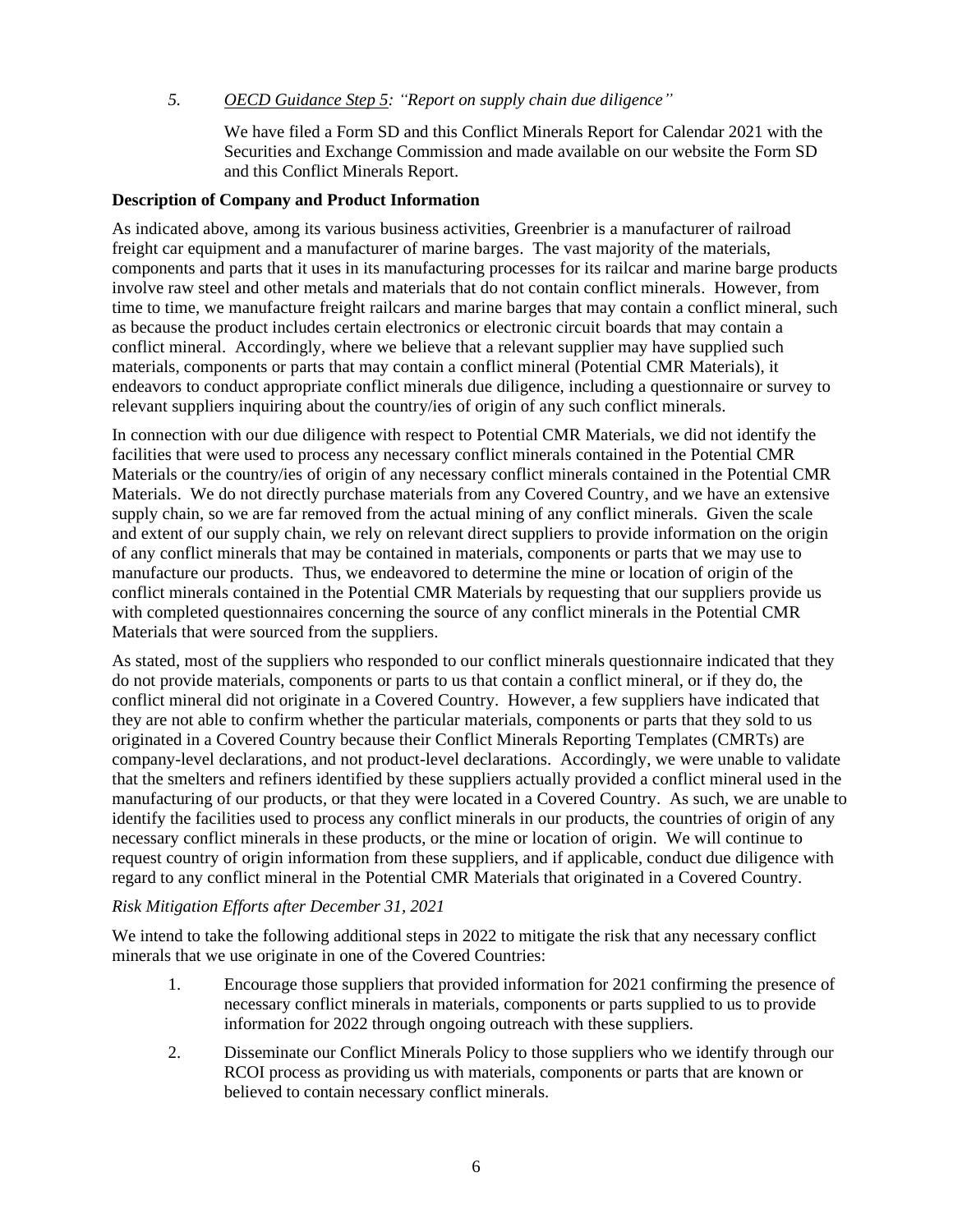5. *OECD Guidance Step 5: "Report on supply chain due diligence"*

   We have filed a Form SD and this Conflict Minerals Report for Calendar 2021 with the Securities and Exchange Commission and made available on our website the Form SD and this Conflict Minerals Report.

**Description of Company and Product Information**

As indicated above, among its various business activities, Greenbrier is a manufacturer of railroad freight car equipment and a manufacturer of marine barges. The vast majority of the materials, components and parts that it uses in its manufacturing processes for its railcar and marine barge products involve raw steel and other metals and materials that do not contain conflict minerals. However, from time to time, we manufacture freight railcars and marine barges that may contain a conflict mineral, such as because the product includes certain electronics or electronic circuit boards that may contain a conflict mineral. Accordingly, where we believe that a relevant supplier may have supplied such materials, components or parts that may contain a conflict mineral (Potential CMR Materials), it endeavors to conduct appropriate conflict minerals due diligence, including a questionnaire or survey to relevant suppliers inquiring about the country/ies of origin of any such conflict minerals.

In connection with our due diligence with respect to Potential CMR Materials, we did not identify the facilities that were used to process any necessary conflict minerals contained in the Potential CMR Materials or the country/ies of origin of any necessary conflict minerals contained in the Potential CMR Materials. We do not directly purchase materials from any Covered Country, and we have an extensive supply chain, so we are far removed from the actual mining of any conflict minerals. Given the scale and extent of our supply chain, we rely on relevant direct suppliers to provide information on the origin of any conflict minerals that may be contained in materials, components or parts that we may use to manufacture our products. Thus, we endeavored to determine the mine or location of origin of the conflict minerals contained in the Potential CMR Materials by requesting that our suppliers provide us with completed questionnaires concerning the source of any conflict minerals in the Potential CMR Materials that were sourced from the suppliers.

As stated, most of the suppliers who responded to our conflict minerals questionnaire indicated that they do not provide materials, components or parts to us that contain a conflict mineral, or if they do, the conflict mineral did not originate in a Covered Country. However, a few suppliers have indicated that they are not able to confirm whether the particular materials, components or parts that they sold to us originated in a Covered Country because their Conflict Minerals Reporting Templates (CMRTs) are company-level declarations, and not product-level declarations. Accordingly, we were unable to validate that the smelters and refiners identified by these suppliers actually provided a conflict mineral used in the manufacturing of our products, or that they were located in a Covered Country. As such, we are unable to identify the facilities used to process any conflict minerals in our products, the countries of origin of any necessary conflict minerals in these products, or the mine or location of origin. We will continue to request country of origin information from these suppliers, and if applicable, conduct due diligence with regard to any conflict mineral in the Potential CMR Materials that originated in a Covered Country.

*Risk Mitigation Efforts after December 31, 2021*

We intend to take the following additional steps in 2022 to mitigate the risk that any necessary conflict minerals that we use originate in one of the Covered Countries:

1. Encourage those suppliers that provided information for 2021 confirming the presence of necessary conflict minerals in materials, components or parts supplied to us to provide information for 2022 through ongoing outreach with these suppliers.
2. Disseminate our Conflict Minerals Policy to those suppliers who we identify through our RCOI process as providing us with materials, components or parts that are known or believed to contain necessary conflict minerals.